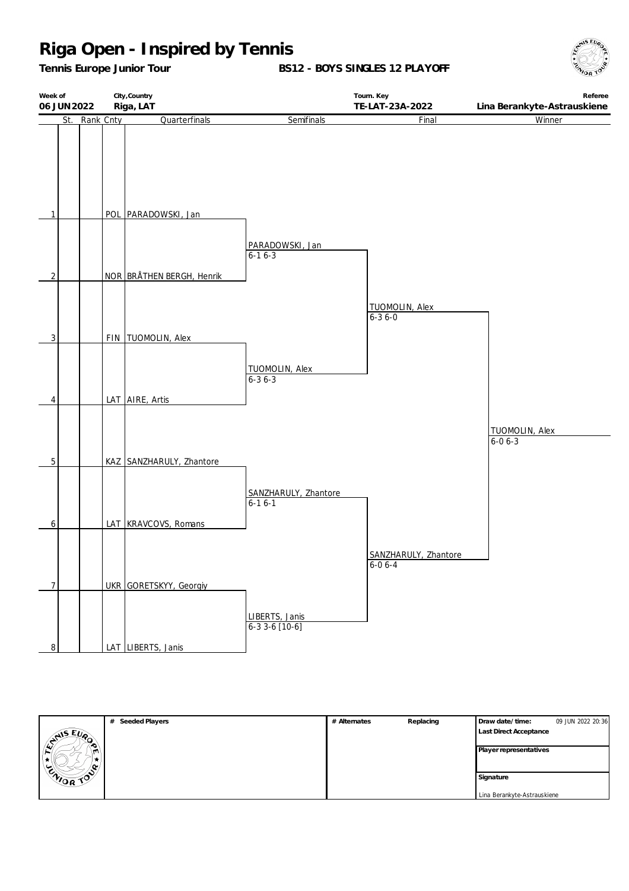# Riga Open - Inspired by Tennis

**Tennis Europe Junior Tour** | **BS12 - BOYS SINGLES 12 PLAYOFF**

| Week of | City,Country | Tourn. Key | Referee |
|---|---|---|---|
| 06 JUN 2022 | Riga, LAT | TE-LAT-23A-2022 | Lina Berankyte-Astrauskiene |

| # | St. | Rank | Cnty | Quarterfinals | Semifinals | Final | Winner |
|---|---|---|---|---|---|---|---|
| 1 | | | POL | PARADOWSKI, Jan | | | |
| | | | | | PARADOWSKI, Jan 6-1 6-3 | | |
| 2 | | | NOR | BRÅTHEN BERGH, Henrik | | | |
| | | | | | | TUOMOLIN, Alex 6-3 6-0 | |
| 3 | | | FIN | TUOMOLIN, Alex | | | |
| | | | | | TUOMOLIN, Alex 6-3 6-3 | | |
| 4 | | | LAT | AIRE, Artis | | | |
| | | | | | | | TUOMOLIN, Alex 6-0 6-3 |
| 5 | | | KAZ | SANZHARULY, Zhantore | | | |
| | | | | | SANZHARULY, Zhantore 6-1 6-1 | | |
| 6 | | | LAT | KRAVCOVS, Romans | | | |
| | | | | | | SANZHARULY, Zhantore 6-0 6-4 | |
| 7 | | | UKR | GORETSKYY, Georgiy | | | |
| | | | | | LIBERTS, Janis 6-3 3-6 [10-6] | | |
| 8 | | | LAT | LIBERTS, Janis | | | |

| # Seeded Players | # Alternates | Replacing | Draw date/time: 09 JUN 2022 20:36 |
|---|---|---|---|
| | | | Last Direct Acceptance |
| | | | Player representatives |
| | | | Signature: Lina Berankyte-Astrauskiene |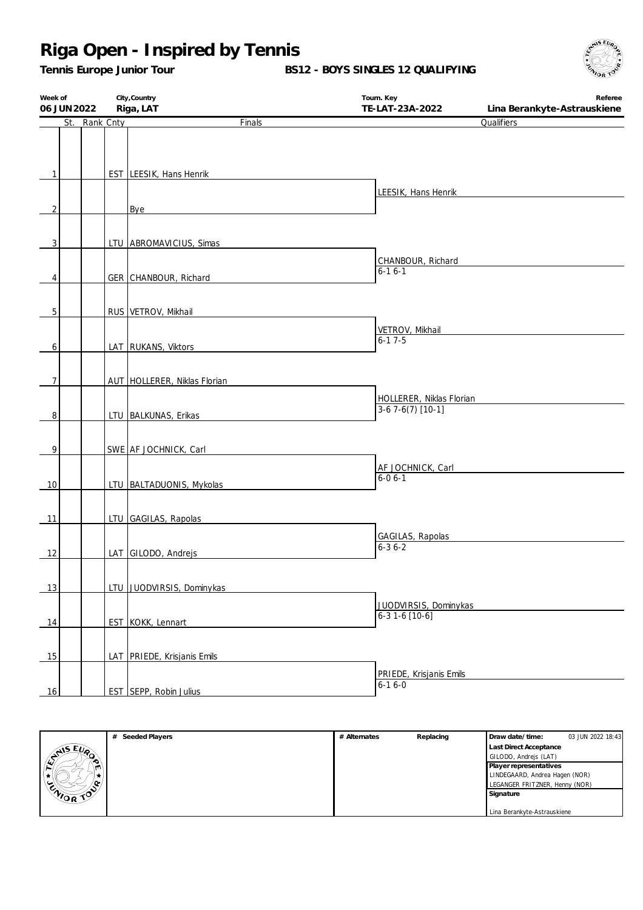# Riga Open - Inspired by Tennis

**Tennis Europe Junior Tour**

**BS12 - BOYS SINGLES 12 QUALIFYING**

| Week of | City,Country | Tourn. Key | Referee |
|---|---|---|---|
| 06 JUN 2022 | Riga, LAT | TE-LAT-23A-2022 | Lina Berankyte-Astrauskiene |

| # | St. | Rank | Cnty | Finals | Qualifiers |
|---|---|---|---|---|---|
| 1 | | | EST | LEESIK, Hans Henrik | LEESIK, Hans Henrik |
| 2 | | | | Bye | |
| 3 | | | LTU | ABROMAVICIUS, Simas | CHANBOUR, Richard 6-1 6-1 |
| 4 | | | GER | CHANBOUR, Richard | |
| 5 | | | RUS | VETROV, Mikhail | VETROV, Mikhail 6-1 7-5 |
| 6 | | | LAT | RUKANS, Viktors | |
| 7 | | | AUT | HOLLERER, Niklas Florian | HOLLERER, Niklas Florian 3-6 7-6(7) [10-1] |
| 8 | | | LTU | BALKUNAS, Erikas | |
| 9 | | | SWE | AF JOCHNICK, Carl | AF JOCHNICK, Carl 6-0 6-1 |
| 10 | | | LTU | BALTADUONIS, Mykolas | |
| 11 | | | LTU | GAGILAS, Rapolas | GAGILAS, Rapolas 6-3 6-2 |
| 12 | | | LAT | GILODO, Andrejs | |
| 13 | | | LTU | JUODVIRSIS, Dominykas | JUODVIRSIS, Dominykas 6-3 1-6 [10-6] |
| 14 | | | EST | KOKK, Lennart | |
| 15 | | | LAT | PRIEDE, Krisjanis Emils | PRIEDE, Krisjanis Emils 6-1 6-0 |
| 16 | | | EST | SEPP, Robin Julius | |

| # Seeded Players | # Alternates | Replacing | Draw date/time: 03 JUN 2022 18:43 |
|---|---|---|---|
| | | | **Last Direct Acceptance** |
| | | | GILODO, Andrejs (LAT) |
| | | | **Player representatives** |
| | | | LINDEGAARD, Andrea Hagen (NOR) |
| | | | LEGANGER FRITZNER, Henny (NOR) |
| | | | **Signature** |
| | | | Lina Berankyte-Astrauskiene |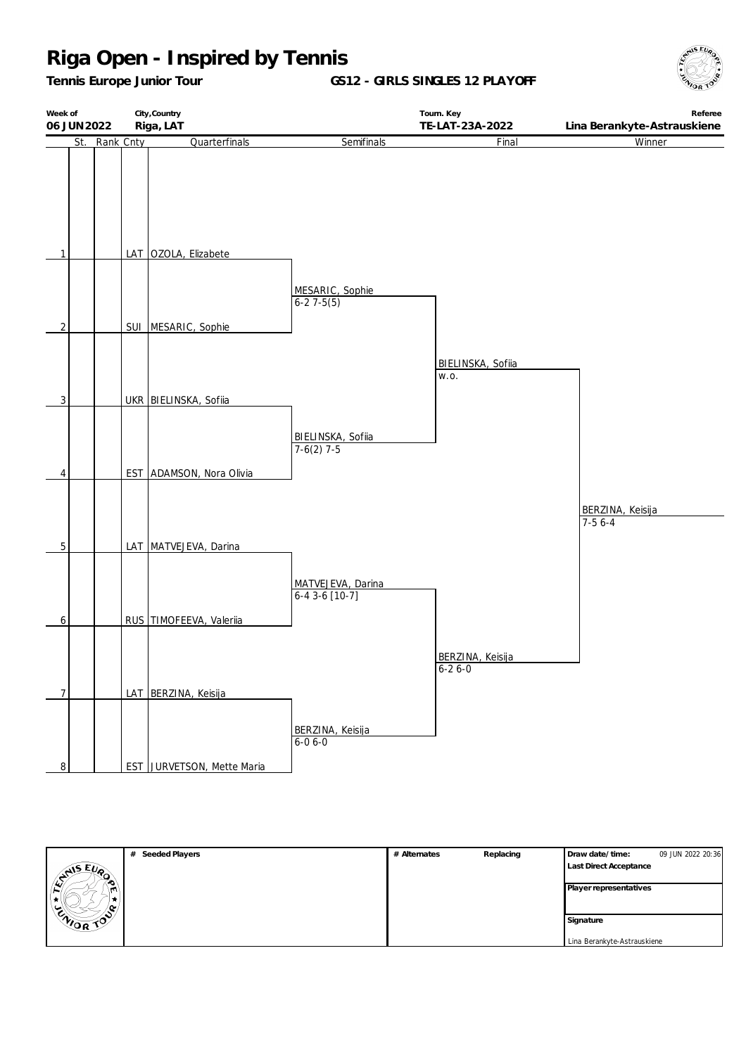# Riga Open - Inspired by Tennis

**Tennis Europe Junior Tour** **GS12 - GIRLS SINGLES 12 PLAYOFF**

| Week of | City,Country | Tourn. Key | Referee |
|---|---|---|---|
| 06 JUN 2022 | Riga, LAT | TE-LAT-23A-2022 | Lina Berankyte-Astrauskiene |

| # | St. | Rank | Cnty | Quarterfinals | Semifinals | Final | Winner |
|---|---|---|---|---|---|---|---|
| 1 | | | LAT | OZOLA, Elizabete | | | |
| | | | | | MESARIC, Sophie 6-2 7-5(5) | | |
| 2 | | | SUI | MESARIC, Sophie | | | |
| | | | | | | BIELINSKA, Sofiia w.o. | |
| 3 | | | UKR | BIELINSKA, Sofiia | | | |
| | | | | | BIELINSKA, Sofiia 7-6(2) 7-5 | | |
| 4 | | | EST | ADAMSON, Nora Olivia | | | |
| | | | | | | | BERZINA, Keisija 7-5 6-4 |
| 5 | | | LAT | MATVEJEVA, Darina | | | |
| | | | | | MATVEJEVA, Darina 6-4 3-6 [10-7] | | |
| 6 | | | RUS | TIMOFEEVA, Valeriia | | | |
| | | | | | | BERZINA, Keisija 6-2 6-0 | |
| 7 | | | LAT | BERZINA, Keisija | | | |
| | | | | | BERZINA, Keisija 6-0 6-0 | | |
| 8 | | | EST | JURVETSON, Mette Maria | | | |

| # Seeded Players | # Alternates | Replacing | Draw date/time: 09 JUN 2022 20:36 |
|---|---|---|---|
| | | | Last Direct Acceptance |
| | | | Player representatives |
| | | | Signature |
| | | | Lina Berankyte-Astrauskiene |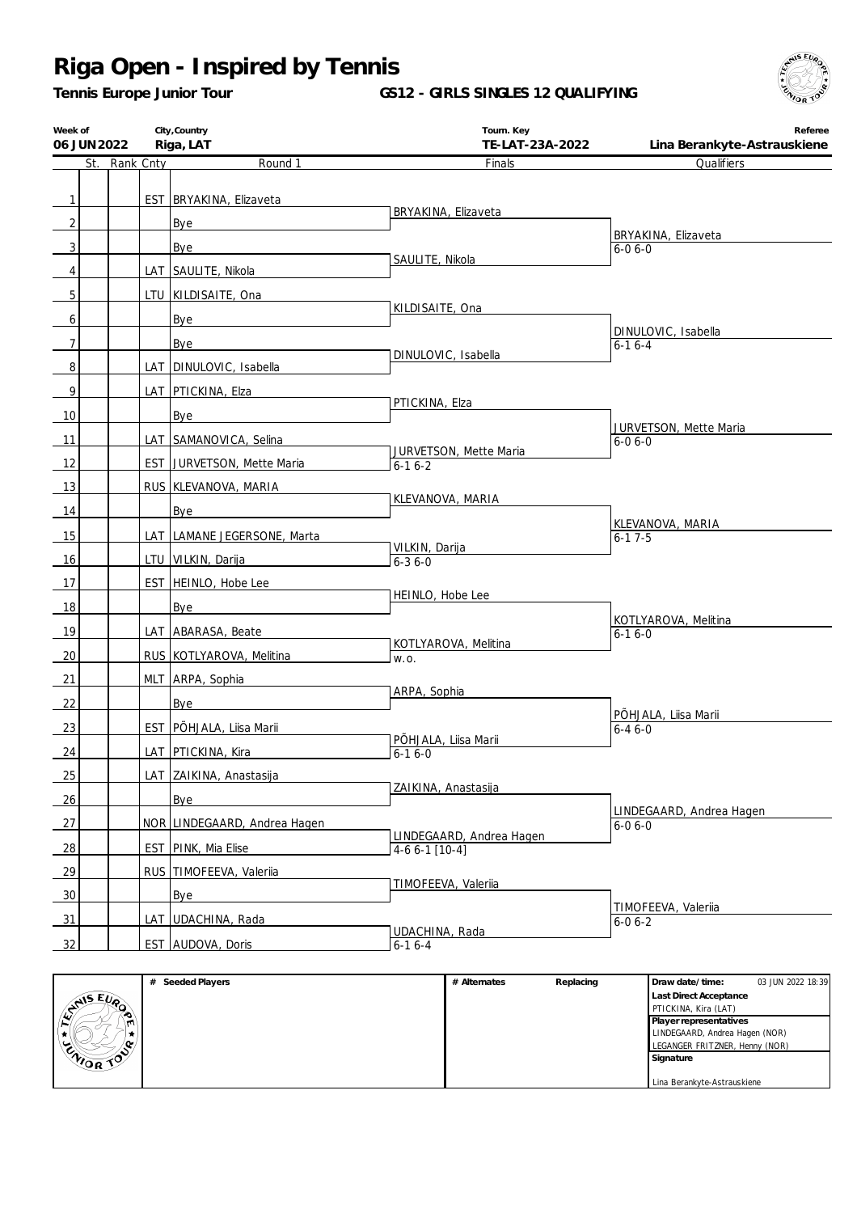# Riga Open - Inspired by Tennis

**Tennis Europe Junior Tour**

**GS12 - GIRLS SINGLES 12 QUALIFYING**

| Week of | City,Country | Tourn. Key | Referee |
|---|---|---|---|
| 06 JUN 2022 | Riga, LAT | TE-LAT-23A-2022 | Lina Berankyte-Astrauskiene |

| # | St. | Rank | Cnty | Round 1 | Finals | Qualifiers |
|---|---|---|---|---|---|---|
| 1 | | | EST | BRYAKINA, Elizaveta | BRYAKINA, Elizaveta | |
| 2 | | | | Bye | | BRYAKINA, Elizaveta 6-0 6-0 |
| 3 | | | | Bye | SAULITE, Nikola | |
| 4 | | | LAT | SAULITE, Nikola | | |
| 5 | | | LTU | KILDISAITE, Ona | KILDISAITE, Ona | |
| 6 | | | | Bye | | DINULOVIC, Isabella 6-1 6-4 |
| 7 | | | | Bye | DINULOVIC, Isabella | |
| 8 | | | LAT | DINULOVIC, Isabella | | |
| 9 | | | LAT | PTICKINA, Elza | PTICKINA, Elza | |
| 10 | | | | Bye | | JURVETSON, Mette Maria 6-0 6-0 |
| 11 | | | LAT | SAMANOVICA, Selina | JURVETSON, Mette Maria 6-1 6-2 | |
| 12 | | | EST | JURVETSON, Mette Maria | | |
| 13 | | | RUS | KLEVANOVA, MARIA | KLEVANOVA, MARIA | |
| 14 | | | | Bye | | KLEVANOVA, MARIA 6-1 7-5 |
| 15 | | | LAT | LAMANE JEGERSONE, Marta | VILKIN, Darija 6-3 6-0 | |
| 16 | | | LTU | VILKIN, Darija | | |
| 17 | | | EST | HEINLO, Hobe Lee | HEINLO, Hobe Lee | |
| 18 | | | | Bye | | KOTLYAROVA, Melitina 6-1 6-0 |
| 19 | | | LAT | ABARASA, Beate | KOTLYAROVA, Melitina w.o. | |
| 20 | | | RUS | KOTLYAROVA, Melitina | | |
| 21 | | | MLT | ARPA, Sophia | ARPA, Sophia | |
| 22 | | | | Bye | | PÕHJALA, Liisa Marii 6-4 6-0 |
| 23 | | | EST | PÕHJALA, Liisa Marii | PÕHJALA, Liisa Marii 6-1 6-0 | |
| 24 | | | LAT | PTICKINA, Kira | | |
| 25 | | | LAT | ZAIKINA, Anastasija | ZAIKINA, Anastasija | |
| 26 | | | | Bye | | LINDEGAARD, Andrea Hagen 6-0 6-0 |
| 27 | | | NOR | LINDEGAARD, Andrea Hagen | LINDEGAARD, Andrea Hagen 4-6 6-1 [10-4] | |
| 28 | | | EST | PINK, Mia Elise | | |
| 29 | | | RUS | TIMOFEEVA, Valeriia | TIMOFEEVA, Valeriia | |
| 30 | | | | Bye | | TIMOFEEVA, Valeriia 6-0 6-2 |
| 31 | | | LAT | UDACHINA, Rada | UDACHINA, Rada 6-1 6-4 | |
| 32 | | | EST | AUDOVA, Doris | | |

| # Seeded Players | # Alternates | Replacing | Draw date/time: 03 JUN 2022 18:39 |
|---|---|---|---|
| | | | **Last Direct Acceptance** |
| | | | PTICKINA, Kira (LAT) |
| | | | **Player representatives** |
| | | | LINDEGAARD, Andrea Hagen (NOR) |
| | | | LEGANGER FRITZNER, Henny (NOR) |
| | | | **Signature** |
| | | | Lina Berankyte-Astrauskiene |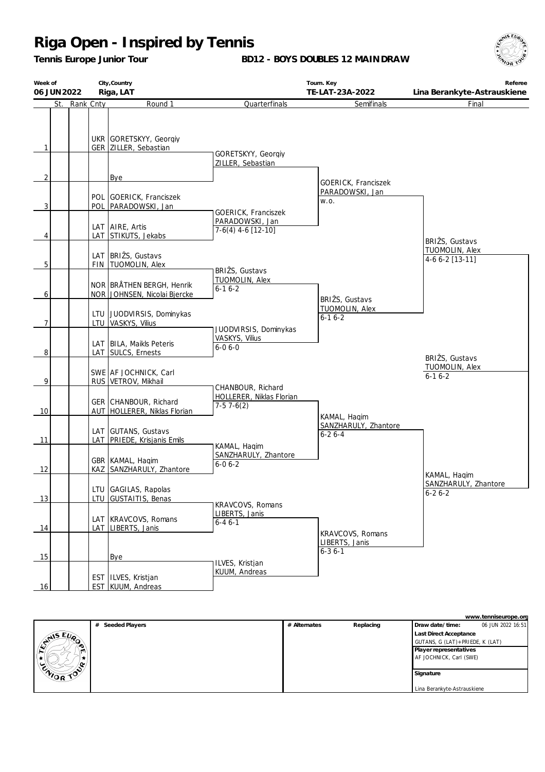# Riga Open - Inspired by Tennis

**Tennis Europe Junior Tour**

**BD12 - BOYS DOUBLES 12 MAINDRAW**

| Week of | City,Country | Tourn. Key | Referee |
|---|---|---|---|
| 06 JUN2022 | Riga, LAT | TE-LAT-23A-2022 | Lina Berankyte-Astrauskiene |

| St. | Rank | Cnty | Round 1 | Quarterfinals | Semifinals | Final |
|---|---|---|---|---|---|---|
| 1 | | UKR / GER | GORETSKYY, Georgiy / ZILLER, Sebastian | GORETSKYY, Georgiy / ZILLER, Sebastian | | |
| 2 | | | Bye | | GOERICK, Franciszek / PARADOWSKI, Jan / w.o. | |
| 3 | | POL / POL | GOERICK, Franciszek / PARADOWSKI, Jan | GOERICK, Franciszek / PARADOWSKI, Jan / 7-6(4) 4-6 [12-10] | | |
| 4 | | LAT / LAT | AIRE, Artis / STIKUTS, Jekabs | | | BRIŽS, Gustavs / TUOMOLIN, Alex / 4-6 6-2 [13-11] |
| 5 | | LAT / FIN | BRIŽS, Gustavs / TUOMOLIN, Alex | BRIŽS, Gustavs / TUOMOLIN, Alex / 6-1 6-2 | | |
| 6 | | NOR / NOR | BRÅTHEN BERGH, Henrik / JOHNSEN, Nicolai Bjercke | | BRIŽS, Gustavs / TUOMOLIN, Alex / 6-1 6-2 | |
| 7 | | LTU / LTU | JUODVIRSIS, Dominykas / VASKYS, Vilius | JUODVIRSIS, Dominykas / VASKYS, Vilius / 6-0 6-0 | | |
| 8 | | LAT / LAT | BILA, Maikls Peteris / SULCS, Ernests | | | **BRIŽS, Gustavs / TUOMOLIN, Alex / 6-1 6-2** |
| 9 | | SWE / RUS | AF JOCHNICK, Carl / VETROV, Mikhail | CHANBOUR, Richard / HOLLERER, Niklas Florian / 7-5 7-6(2) | | |
| 10 | | GER / AUT | CHANBOUR, Richard / HOLLERER, Niklas Florian | | KAMAL, Haqim / SANZHARULY, Zhantore / 6-2 6-4 | |
| 11 | | LAT / LAT | GUTANS, Gustavs / PRIEDE, Krisjanis Emils | KAMAL, Haqim / SANZHARULY, Zhantore / 6-0 6-2 | | |
| 12 | | GBR / KAZ | KAMAL, Haqim / SANZHARULY, Zhantore | | | KAMAL, Haqim / SANZHARULY, Zhantore / 6-2 6-2 |
| 13 | | LTU / LTU | GAGILAS, Rapolas / GUSTAITIS, Benas | KRAVCOVS, Romans / LIBERTS, Janis / 6-4 6-1 | | |
| 14 | | LAT / LAT | KRAVCOVS, Romans / LIBERTS, Janis | | KRAVCOVS, Romans / LIBERTS, Janis / 6-3 6-1 | |
| 15 | | | Bye | ILVES, Kristjan / KUUM, Andreas | | |
| 16 | | EST / EST | ILVES, Kristjan / KUUM, Andreas | | | |

www.tenniseurope.org

| # Seeded Players | # Alternates | Replacing | |
|---|---|---|---|
| | | | Draw date/time: 06 JUN 2022 16:51 |
| | | | Last Direct Acceptance: GUTANS, G (LAT)+PRIEDE, K (LAT) |
| | | | Player representatives: AF JOCHNICK, Carl (SWE) |
| | | | Signature: Lina Berankyte-Astrauskiene |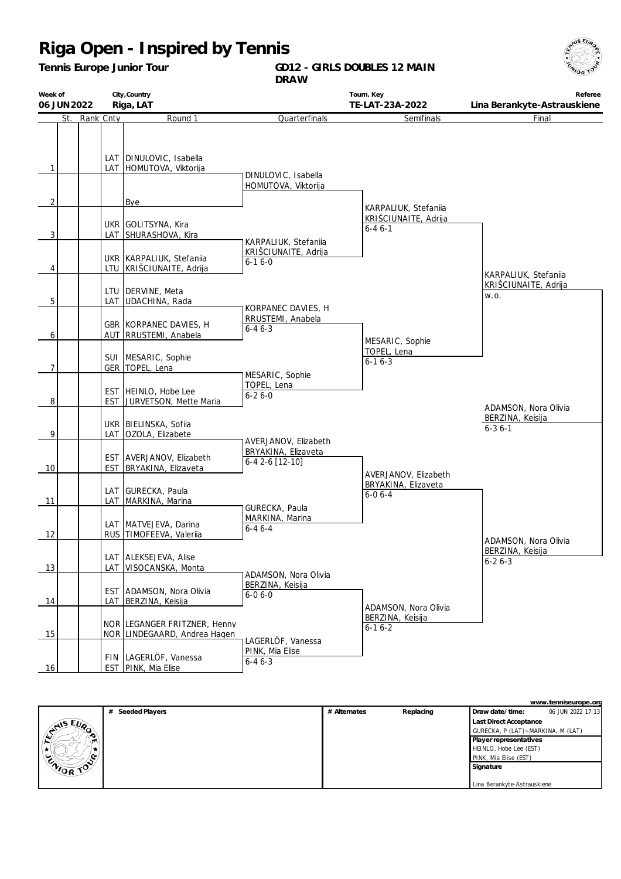# Riga Open - Inspired by Tennis

**Tennis Europe Junior Tour**

**GD12 - GIRLS DOUBLES 12 MAIN DRAW**

| Week of | City,Country | Tourn. Key | Referee |
|---|---|---|---|
| 06 JUN 2022 | Riga, LAT | TE-LAT-23A-2022 | Lina Berankyte-Astrauskiene |

| | St. | Rank | Cnty | Round 1 | Quarterfinals | Semifinals | Final |
|---|---|---|---|---|---|---|---|
| 1 | | | LAT / LAT | DINULOVIC, Isabella / HOMUTOVA, Viktorija | DINULOVIC, Isabella / HOMUTOVA, Viktorija | | |
| 2 | | | | Bye | | KARPALIUK, Stefaniia / KRIŠCIUNAITE, Adrija 6-4 6-1 | |
| 3 | | | UKR / LAT | GOLITSYNA, Kira / SHURASHOVA, Kira | KARPALIUK, Stefaniia / KRIŠCIUNAITE, Adrija 6-1 6-0 | | |
| 4 | | | UKR / LTU | KARPALIUK, Stefaniia / KRIŠCIUNAITE, Adrija | | | KARPALIUK, Stefaniia / KRIŠCIUNAITE, Adrija w.o. |
| 5 | | | LTU / LAT | DERVINE, Meta / UDACHINA, Rada | KORPANEC DAVIES, H / RRUSTEMI, Anabela 6-4 6-3 | | |
| 6 | | | GBR / AUT | KORPANEC DAVIES, H / RRUSTEMI, Anabela | | MESARIC, Sophie / TOPEL, Lena 6-1 6-3 | |
| 7 | | | SUI / GER | MESARIC, Sophie / TOPEL, Lena | MESARIC, Sophie / TOPEL, Lena 6-2 6-0 | | |
| 8 | | | EST / EST | HEINLO, Hobe Lee / JURVETSON, Mette Maria | | | ADAMSON, Nora Olivia / BERZINA, Keisija 6-3 6-1 |
| 9 | | | UKR / LAT | BIELINSKA, Sofiia / OZOLA, Elizabete | AVERJANOV, Elizabeth / BRYAKINA, Elizaveta 6-4 2-6 [12-10] | | |
| 10 | | | EST / EST | AVERJANOV, Elizabeth / BRYAKINA, Elizaveta | | AVERJANOV, Elizabeth / BRYAKINA, Elizaveta 6-0 6-4 | |
| 11 | | | LAT / LAT | GURECKA, Paula / MARKINA, Marina | GURECKA, Paula / MARKINA, Marina 6-4 6-4 | | |
| 12 | | | LAT / RUS | MATVEJEVA, Darina / TIMOFEEVA, Valeriia | | | ADAMSON, Nora Olivia / BERZINA, Keisija 6-2 6-3 |
| 13 | | | LAT / LAT | ALEKSEJEVA, Alise / VISOCANSKA, Monta | ADAMSON, Nora Olivia / BERZINA, Keisija 6-0 6-0 | | |
| 14 | | | EST / LAT | ADAMSON, Nora Olivia / BERZINA, Keisija | | ADAMSON, Nora Olivia / BERZINA, Keisija 6-1 6-2 | |
| 15 | | | NOR / NOR | LEGANGER FRITZNER, Henny / LINDEGAARD, Andrea Hagen | LAGERLÖF, Vanessa / PINK, Mia Elise 6-4 6-3 | | |
| 16 | | | FIN / EST | LAGERLÖF, Vanessa / PINK, Mia Elise | | | |

www.tenniseurope.org

| # Seeded Players | # Alternates | Replacing | |
|---|---|---|---|
| | | | Draw date/time: 06 JUN 2022 17:13 |
| | | | Last Direct Acceptance: GURECKA, P (LAT)+MARKINA, M (LAT) |
| | | | Player representatives: HEINLO, Hobe Lee (EST); PINK, Mia Elise (EST) |
| | | | Signature: Lina Berankyte-Astrauskiene |